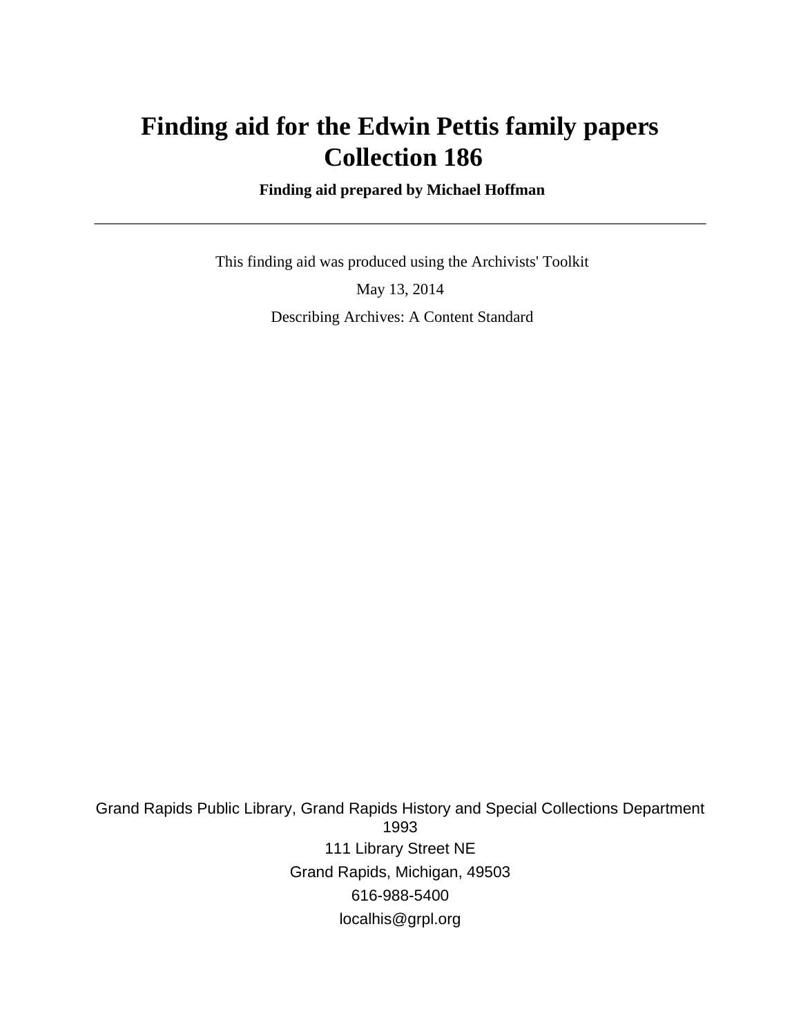# Finding aid for the Edwin Pettis family papers
# Collection 186

**Finding aid prepared by Michael Hoffman**

---

This finding aid was produced using the Archivists' Toolkit

May 13, 2014

Describing Archives: A Content Standard

Grand Rapids Public Library, Grand Rapids History and Special Collections Department
1993
111 Library Street NE
Grand Rapids, Michigan, 49503
616-988-5400
localhis@grpl.org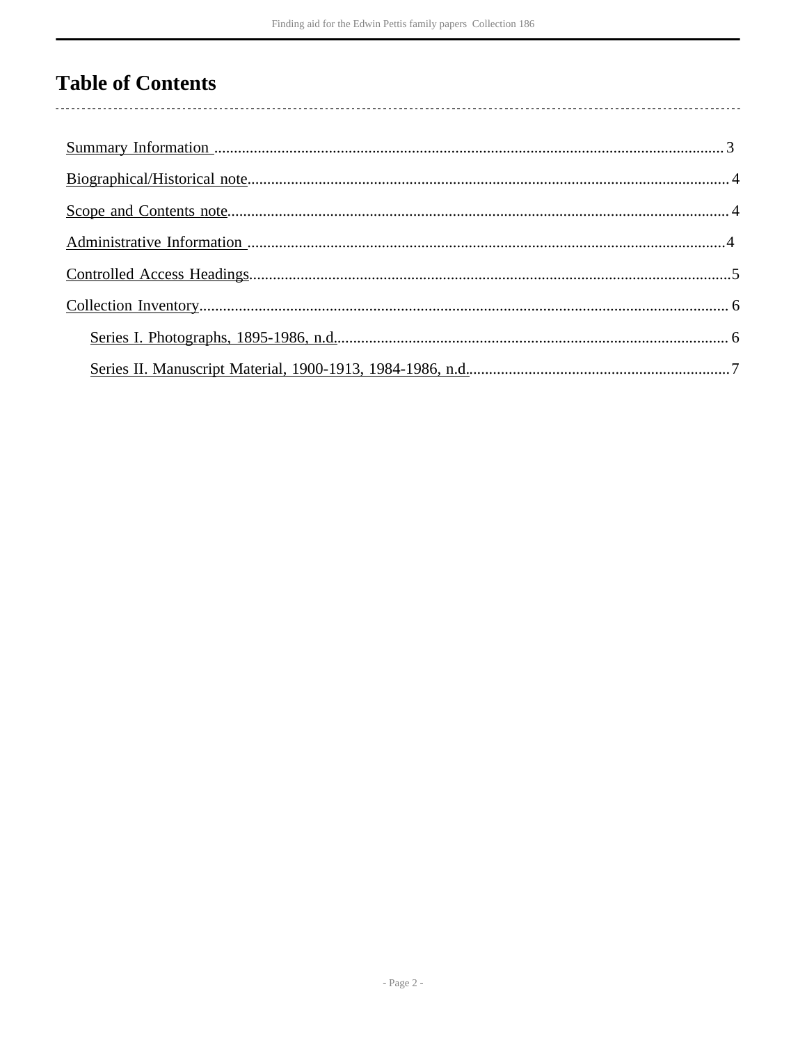# Table of Contents

- Summary Information ........ 3
- Biographical/Historical note ........ 4
- Scope and Contents note ........ 4
- Administrative Information ........ 4
- Controlled Access Headings ........ 5
- Collection Inventory ........ 6
  - Series I. Photographs, 1895-1986, n.d. ........ 6
  - Series II. Manuscript Material, 1900-1913, 1984-1986, n.d. ........ 7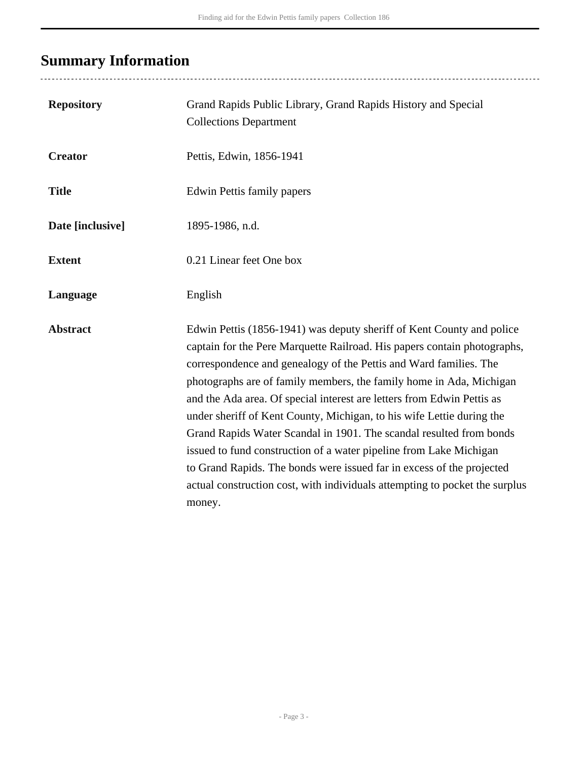## Summary Information

| | |
|---|---|
| **Repository** | Grand Rapids Public Library, Grand Rapids History and Special Collections Department |
| **Creator** | Pettis, Edwin, 1856-1941 |
| **Title** | Edwin Pettis family papers |
| **Date [inclusive]** | 1895-1986, n.d. |
| **Extent** | 0.21 Linear feet One box |
| **Language** | English |
| **Abstract** | Edwin Pettis (1856-1941) was deputy sheriff of Kent County and police captain for the Pere Marquette Railroad. His papers contain photographs, correspondence and genealogy of the Pettis and Ward families. The photographs are of family members, the family home in Ada, Michigan and the Ada area. Of special interest are letters from Edwin Pettis as under sheriff of Kent County, Michigan, to his wife Lettie during the Grand Rapids Water Scandal in 1901. The scandal resulted from bonds issued to fund construction of a water pipeline from Lake Michigan to Grand Rapids. The bonds were issued far in excess of the projected actual construction cost, with individuals attempting to pocket the surplus money. |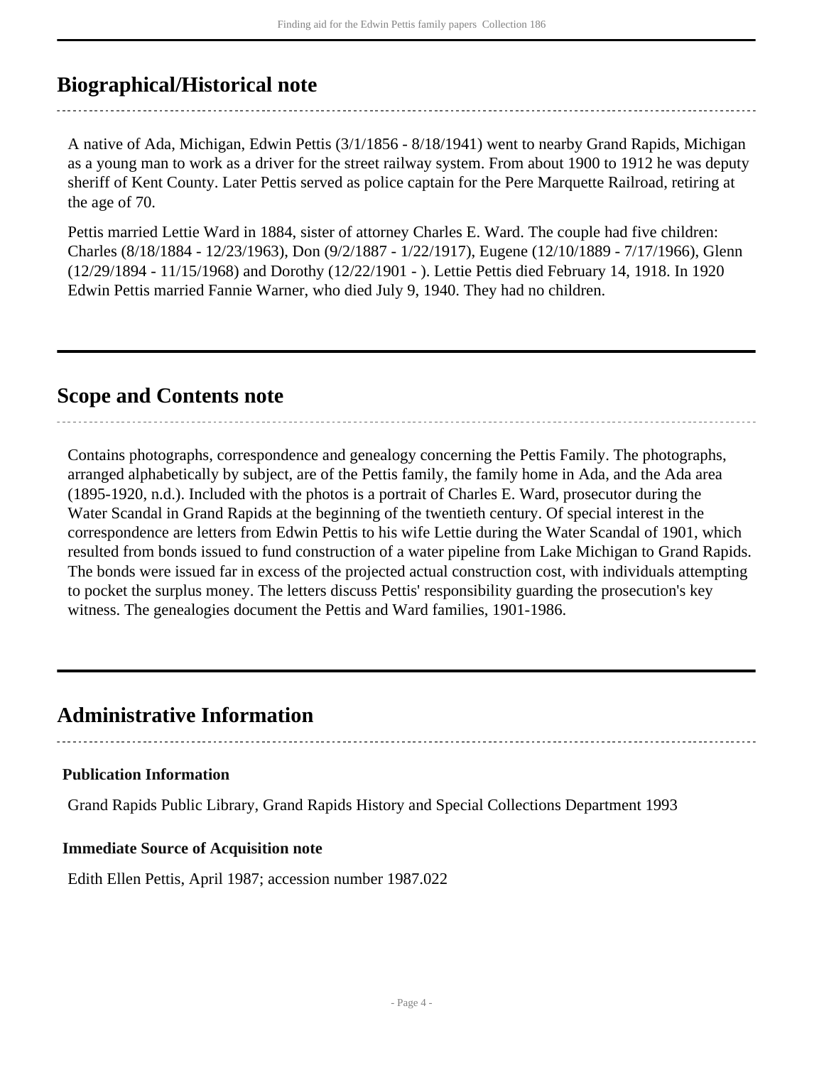## Biographical/Historical note

A native of Ada, Michigan, Edwin Pettis (3/1/1856 - 8/18/1941) went to nearby Grand Rapids, Michigan as a young man to work as a driver for the street railway system. From about 1900 to 1912 he was deputy sheriff of Kent County. Later Pettis served as police captain for the Pere Marquette Railroad, retiring at the age of 70.

Pettis married Lettie Ward in 1884, sister of attorney Charles E. Ward. The couple had five children: Charles (8/18/1884 - 12/23/1963), Don (9/2/1887 - 1/22/1917), Eugene (12/10/1889 - 7/17/1966), Glenn (12/29/1894 - 11/15/1968) and Dorothy (12/22/1901 - ). Lettie Pettis died February 14, 1918. In 1920 Edwin Pettis married Fannie Warner, who died July 9, 1940. They had no children.

## Scope and Contents note

Contains photographs, correspondence and genealogy concerning the Pettis Family. The photographs, arranged alphabetically by subject, are of the Pettis family, the family home in Ada, and the Ada area (1895-1920, n.d.). Included with the photos is a portrait of Charles E. Ward, prosecutor during the Water Scandal in Grand Rapids at the beginning of the twentieth century. Of special interest in the correspondence are letters from Edwin Pettis to his wife Lettie during the Water Scandal of 1901, which resulted from bonds issued to fund construction of a water pipeline from Lake Michigan to Grand Rapids. The bonds were issued far in excess of the projected actual construction cost, with individuals attempting to pocket the surplus money. The letters discuss Pettis' responsibility guarding the prosecution's key witness. The genealogies document the Pettis and Ward families, 1901-1986.

## Administrative Information

### Publication Information

Grand Rapids Public Library, Grand Rapids History and Special Collections Department 1993

### Immediate Source of Acquisition note

Edith Ellen Pettis, April 1987; accession number 1987.022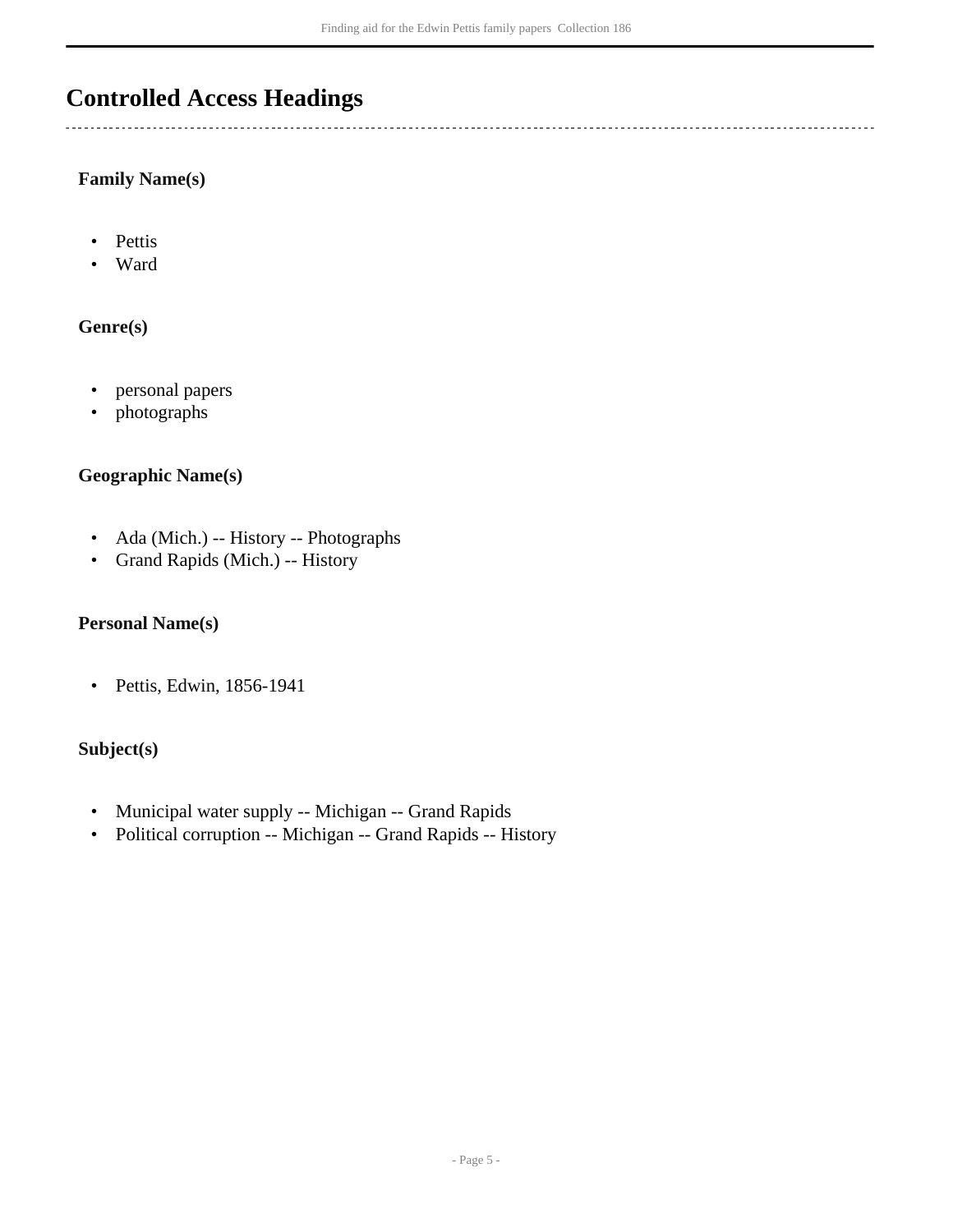## Controlled Access Headings

### Family Name(s)

- Pettis
- Ward

### Genre(s)

- personal papers
- photographs

### Geographic Name(s)

- Ada (Mich.) -- History -- Photographs
- Grand Rapids (Mich.) -- History

### Personal Name(s)

- Pettis, Edwin, 1856-1941

### Subject(s)

- Municipal water supply -- Michigan -- Grand Rapids
- Political corruption -- Michigan -- Grand Rapids -- History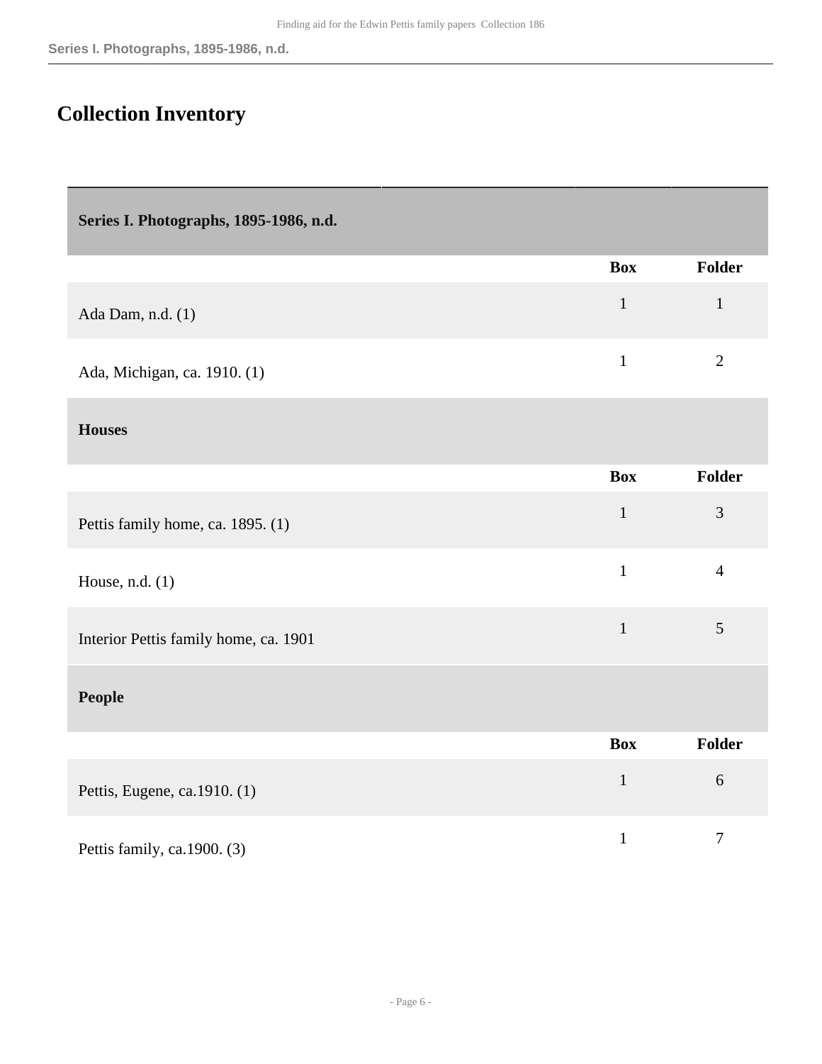## Collection Inventory

### Series I. Photographs, 1895-1986, n.d.

| | Box | Folder |
|---|---|---|
| Ada Dam, n.d. (1) | 1 | 1 |
| Ada, Michigan, ca. 1910. (1) | 1 | 2 |

#### Houses

| | Box | Folder |
|---|---|---|
| Pettis family home, ca. 1895. (1) | 1 | 3 |
| House, n.d. (1) | 1 | 4 |
| Interior Pettis family home, ca. 1901 | 1 | 5 |

#### People

| | Box | Folder |
|---|---|---|
| Pettis, Eugene, ca.1910. (1) | 1 | 6 |
| Pettis family, ca.1900. (3) | 1 | 7 |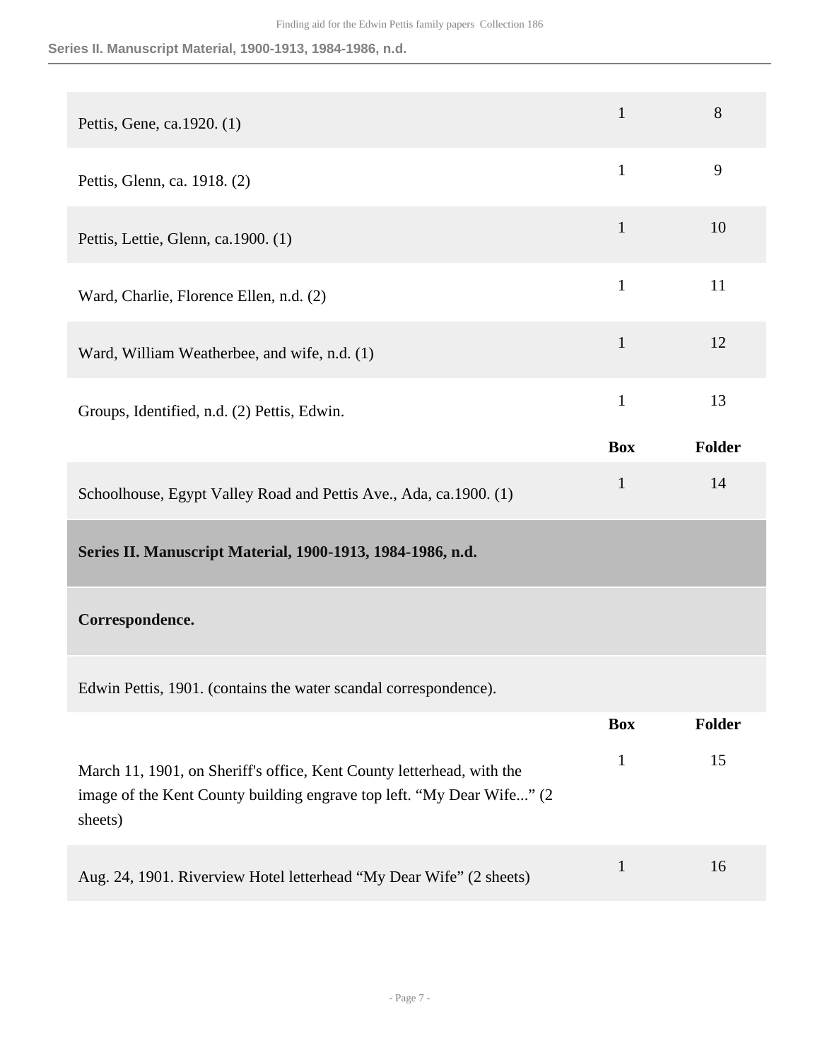| | Box | Folder |
|---|---|---|
| Pettis, Gene, ca.1920. (1) | 1 | 8 |
| Pettis, Glenn, ca. 1918. (2) | 1 | 9 |
| Pettis, Lettie, Glenn, ca.1900. (1) | 1 | 10 |
| Ward, Charlie, Florence Ellen, n.d. (2) | 1 | 11 |
| Ward, William Weatherbee, and wife, n.d. (1) | 1 | 12 |
| Groups, Identified, n.d. (2) Pettis, Edwin. | 1 | 13 |

| | Box | Folder |
|---|---|---|
| Schoolhouse, Egypt Valley Road and Pettis Ave., Ada, ca.1900. (1) | 1 | 14 |

## Series II. Manuscript Material, 1900-1913, 1984-1986, n.d.

### Correspondence.

Edwin Pettis, 1901. (contains the water scandal correspondence).

| | Box | Folder |
|---|---|---|
| March 11, 1901, on Sheriff's office, Kent County letterhead, with the image of the Kent County building engrave top left. “My Dear Wife...” (2 sheets) | 1 | 15 |
| Aug. 24, 1901. Riverview Hotel letterhead “My Dear Wife” (2 sheets) | 1 | 16 |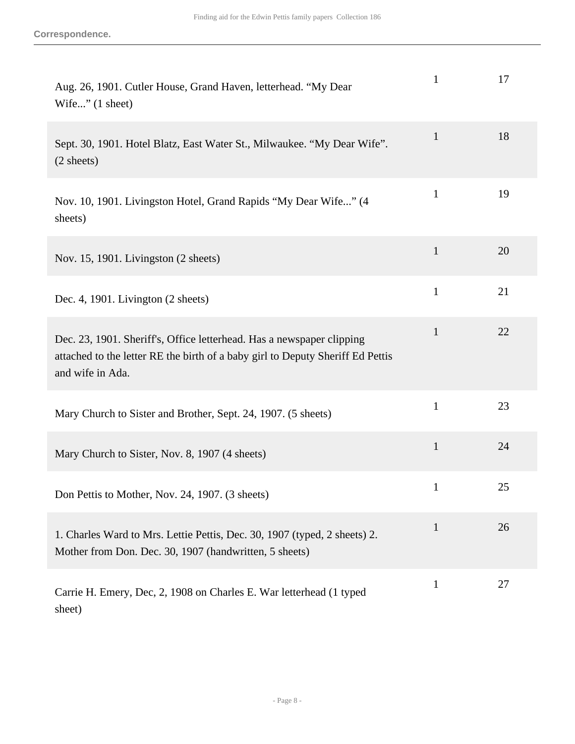| | | |
|---|---|---|
| Aug. 26, 1901. Cutler House, Grand Haven, letterhead. “My Dear Wife...” (1 sheet) | 1 | 17 |
| Sept. 30, 1901. Hotel Blatz, East Water St., Milwaukee. “My Dear Wife”. (2 sheets) | 1 | 18 |
| Nov. 10, 1901. Livingston Hotel, Grand Rapids “My Dear Wife...” (4 sheets) | 1 | 19 |
| Nov. 15, 1901. Livingston (2 sheets) | 1 | 20 |
| Dec. 4, 1901. Livington (2 sheets) | 1 | 21 |
| Dec. 23, 1901. Sheriff's, Office letterhead. Has a newspaper clipping attached to the letter RE the birth of a baby girl to Deputy Sheriff Ed Pettis and wife in Ada. | 1 | 22 |
| Mary Church to Sister and Brother, Sept. 24, 1907. (5 sheets) | 1 | 23 |
| Mary Church to Sister, Nov. 8, 1907 (4 sheets) | 1 | 24 |
| Don Pettis to Mother, Nov. 24, 1907. (3 sheets) | 1 | 25 |
| 1. Charles Ward to Mrs. Lettie Pettis, Dec. 30, 1907 (typed, 2 sheets) 2. Mother from Don. Dec. 30, 1907 (handwritten, 5 sheets) | 1 | 26 |
| Carrie H. Emery, Dec, 2, 1908 on Charles E. War letterhead (1 typed sheet) | 1 | 27 |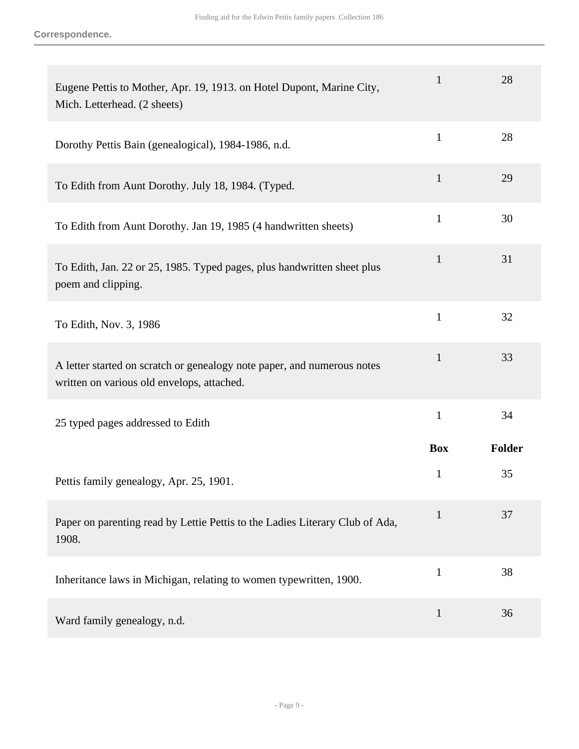**Correspondence.**

| | Box | Folder |
|---|---|---|
| Eugene Pettis to Mother, Apr. 19, 1913. on Hotel Dupont, Marine City, Mich. Letterhead. (2 sheets) | 1 | 28 |
| Dorothy Pettis Bain (genealogical), 1984-1986, n.d. | 1 | 28 |
| To Edith from Aunt Dorothy. July 18, 1984. (Typed. | 1 | 29 |
| To Edith from Aunt Dorothy. Jan 19, 1985 (4 handwritten sheets) | 1 | 30 |
| To Edith, Jan. 22 or 25, 1985. Typed pages, plus handwritten sheet plus poem and clipping. | 1 | 31 |
| To Edith, Nov. 3, 1986 | 1 | 32 |
| A letter started on scratch or genealogy note paper, and numerous notes written on various old envelops, attached. | 1 | 33 |
| 25 typed pages addressed to Edith | 1 | 34 |

| | Box | Folder |
|---|---|---|
| Pettis family genealogy, Apr. 25, 1901. | 1 | 35 |
| Paper on parenting read by Lettie Pettis to the Ladies Literary Club of Ada, 1908. | 1 | 37 |
| Inheritance laws in Michigan, relating to women typewritten, 1900. | 1 | 38 |
| Ward family genealogy, n.d. | 1 | 36 |